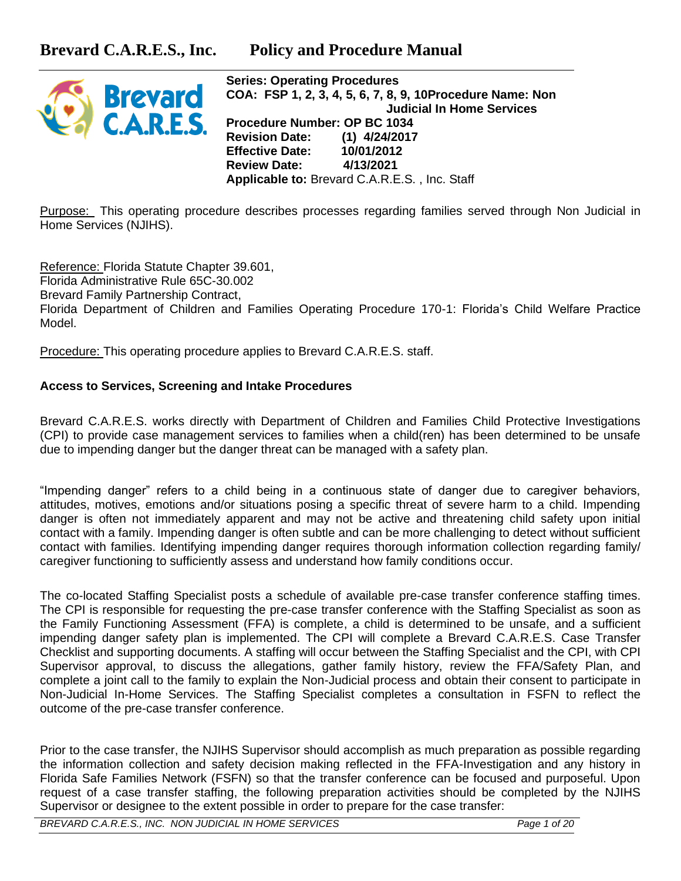# Brevard C.A.R.E.S., Inc. Policy and Procedure Manual

**Series: Operating Procedures**
**COA: FSP 1, 2, 3, 4, 5, 6, 7, 8, 9, 10** **Procedure Name: Non Judicial In Home Services**
**Procedure Number: OP BC 1034**
**Revision Date:** (1) 4/24/2017
**Effective Date:** 10/01/2012
**Review Date:** 4/13/2021
**Applicable to:** Brevard C.A.R.E.S. , Inc. Staff

Purpose: This operating procedure describes processes regarding families served through Non Judicial in Home Services (NJIHS).

Reference: Florida Statute Chapter 39.601,
Florida Administrative Rule 65C-30.002
Brevard Family Partnership Contract,
Florida Department of Children and Families Operating Procedure 170-1: Florida's Child Welfare Practice Model.

Procedure: This operating procedure applies to Brevard C.A.R.E.S. staff.

**Access to Services, Screening and Intake Procedures**

Brevard C.A.R.E.S. works directly with Department of Children and Families Child Protective Investigations (CPI) to provide case management services to families when a child(ren) has been determined to be unsafe due to impending danger but the danger threat can be managed with a safety plan.

"Impending danger" refers to a child being in a continuous state of danger due to caregiver behaviors, attitudes, motives, emotions and/or situations posing a specific threat of severe harm to a child. Impending danger is often not immediately apparent and may not be active and threatening child safety upon initial contact with a family. Impending danger is often subtle and can be more challenging to detect without sufficient contact with families. Identifying impending danger requires thorough information collection regarding family/ caregiver functioning to sufficiently assess and understand how family conditions occur.

The co-located Staffing Specialist posts a schedule of available pre-case transfer conference staffing times. The CPI is responsible for requesting the pre-case transfer conference with the Staffing Specialist as soon as the Family Functioning Assessment (FFA) is complete, a child is determined to be unsafe, and a sufficient impending danger safety plan is implemented. The CPI will complete a Brevard C.A.R.E.S. Case Transfer Checklist and supporting documents. A staffing will occur between the Staffing Specialist and the CPI, with CPI Supervisor approval, to discuss the allegations, gather family history, review the FFA/Safety Plan, and complete a joint call to the family to explain the Non-Judicial process and obtain their consent to participate in Non-Judicial In-Home Services. The Staffing Specialist completes a consultation in FSFN to reflect the outcome of the pre-case transfer conference.

Prior to the case transfer, the NJIHS Supervisor should accomplish as much preparation as possible regarding the information collection and safety decision making reflected in the FFA-Investigation and any history in Florida Safe Families Network (FSFN) so that the transfer conference can be focused and purposeful. Upon request of a case transfer staffing, the following preparation activities should be completed by the NJIHS Supervisor or designee to the extent possible in order to prepare for the case transfer: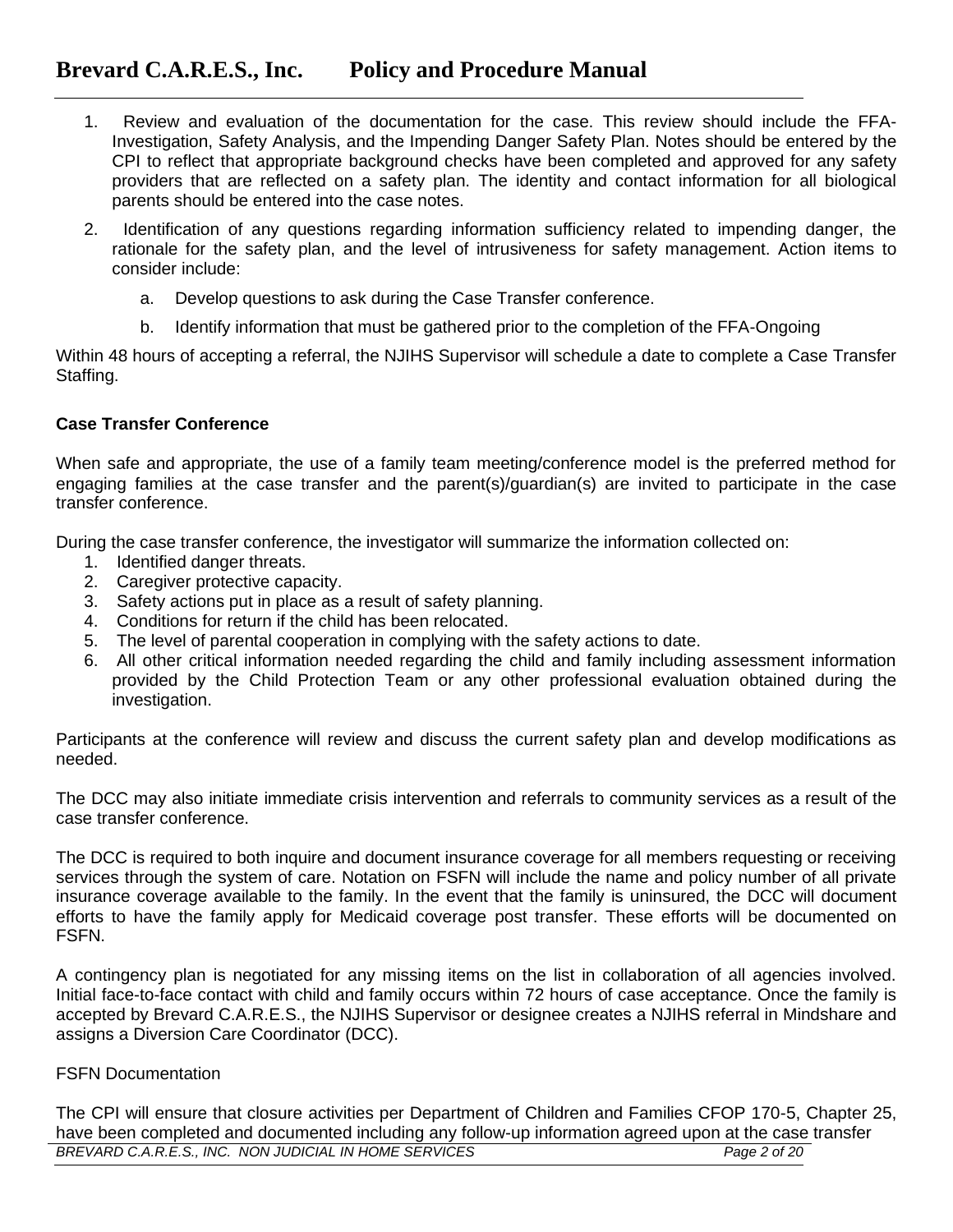1. Review and evaluation of the documentation for the case. This review should include the FFA-Investigation, Safety Analysis, and the Impending Danger Safety Plan. Notes should be entered by the CPI to reflect that appropriate background checks have been completed and approved for any safety providers that are reflected on a safety plan. The identity and contact information for all biological parents should be entered into the case notes.
2. Identification of any questions regarding information sufficiency related to impending danger, the rationale for the safety plan, and the level of intrusiveness for safety management. Action items to consider include:
   a. Develop questions to ask during the Case Transfer conference.
   b. Identify information that must be gathered prior to the completion of the FFA-Ongoing

Within 48 hours of accepting a referral, the NJIHS Supervisor will schedule a date to complete a Case Transfer Staffing.

**Case Transfer Conference**

When safe and appropriate, the use of a family team meeting/conference model is the preferred method for engaging families at the case transfer and the parent(s)/guardian(s) are invited to participate in the case transfer conference.

During the case transfer conference, the investigator will summarize the information collected on:

1. Identified danger threats.
2. Caregiver protective capacity.
3. Safety actions put in place as a result of safety planning.
4. Conditions for return if the child has been relocated.
5. The level of parental cooperation in complying with the safety actions to date.
6. All other critical information needed regarding the child and family including assessment information provided by the Child Protection Team or any other professional evaluation obtained during the investigation.

Participants at the conference will review and discuss the current safety plan and develop modifications as needed.

The DCC may also initiate immediate crisis intervention and referrals to community services as a result of the case transfer conference.

The DCC is required to both inquire and document insurance coverage for all members requesting or receiving services through the system of care. Notation on FSFN will include the name and policy number of all private insurance coverage available to the family. In the event that the family is uninsured, the DCC will document efforts to have the family apply for Medicaid coverage post transfer. These efforts will be documented on FSFN.

A contingency plan is negotiated for any missing items on the list in collaboration of all agencies involved. Initial face-to-face contact with child and family occurs within 72 hours of case acceptance. Once the family is accepted by Brevard C.A.R.E.S., the NJIHS Supervisor or designee creates a NJIHS referral in Mindshare and assigns a Diversion Care Coordinator (DCC).

FSFN Documentation

The CPI will ensure that closure activities per Department of Children and Families CFOP 170-5, Chapter 25, have been completed and documented including any follow-up information agreed upon at the case transfer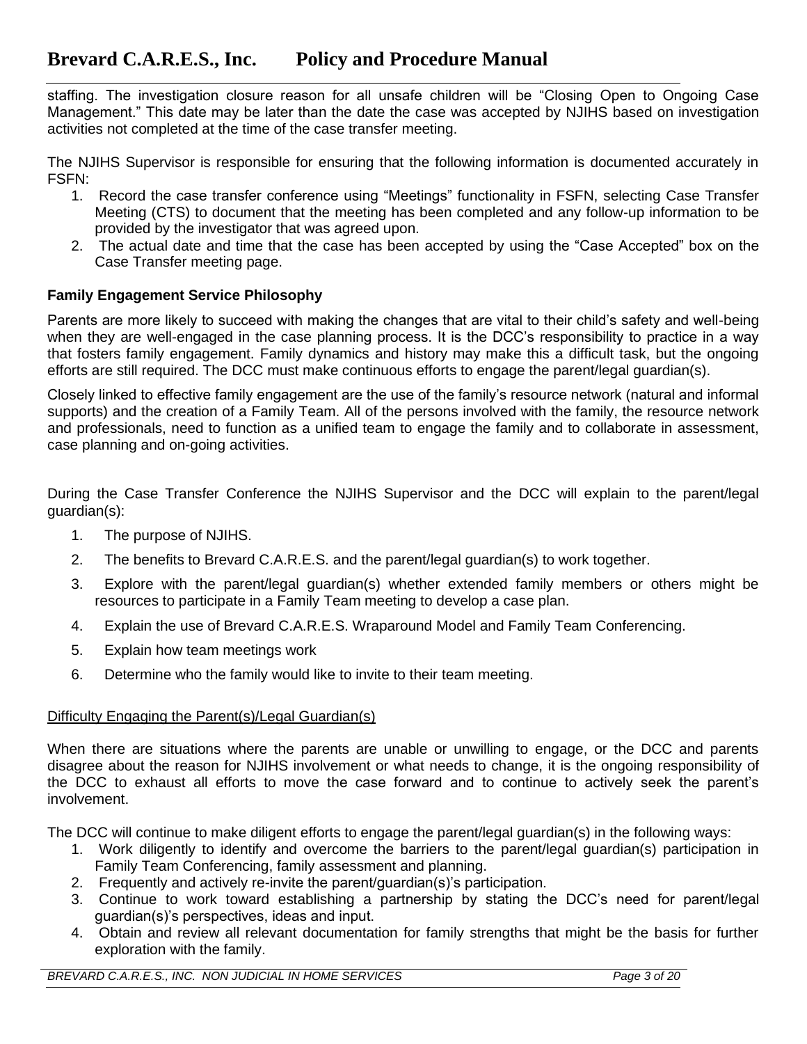staffing. The investigation closure reason for all unsafe children will be “Closing Open to Ongoing Case Management.” This date may be later than the date the case was accepted by NJIHS based on investigation activities not completed at the time of the case transfer meeting.

The NJIHS Supervisor is responsible for ensuring that the following information is documented accurately in FSFN:

1. Record the case transfer conference using “Meetings” functionality in FSFN, selecting Case Transfer Meeting (CTS) to document that the meeting has been completed and any follow-up information to be provided by the investigator that was agreed upon.
2. The actual date and time that the case has been accepted by using the “Case Accepted” box on the Case Transfer meeting page.

**Family Engagement Service Philosophy**

Parents are more likely to succeed with making the changes that are vital to their child’s safety and well-being when they are well-engaged in the case planning process. It is the DCC’s responsibility to practice in a way that fosters family engagement. Family dynamics and history may make this a difficult task, but the ongoing efforts are still required. The DCC must make continuous efforts to engage the parent/legal guardian(s).

Closely linked to effective family engagement are the use of the family’s resource network (natural and informal supports) and the creation of a Family Team. All of the persons involved with the family, the resource network and professionals, need to function as a unified team to engage the family and to collaborate in assessment, case planning and on-going activities.

During the Case Transfer Conference the NJIHS Supervisor and the DCC will explain to the parent/legal guardian(s):

1. The purpose of NJIHS.
2. The benefits to Brevard C.A.R.E.S. and the parent/legal guardian(s) to work together.
3. Explore with the parent/legal guardian(s) whether extended family members or others might be resources to participate in a Family Team meeting to develop a case plan.
4. Explain the use of Brevard C.A.R.E.S. Wraparound Model and Family Team Conferencing.
5. Explain how team meetings work
6. Determine who the family would like to invite to their team meeting.

<u>Difficulty Engaging the Parent(s)/Legal Guardian(s)</u>

When there are situations where the parents are unable or unwilling to engage, or the DCC and parents disagree about the reason for NJIHS involvement or what needs to change, it is the ongoing responsibility of the DCC to exhaust all efforts to move the case forward and to continue to actively seek the parent’s involvement.

The DCC will continue to make diligent efforts to engage the parent/legal guardian(s) in the following ways:

1. Work diligently to identify and overcome the barriers to the parent/legal guardian(s) participation in Family Team Conferencing, family assessment and planning.
2. Frequently and actively re-invite the parent/guardian(s)’s participation.
3. Continue to work toward establishing a partnership by stating the DCC’s need for parent/legal guardian(s)’s perspectives, ideas and input.
4. Obtain and review all relevant documentation for family strengths that might be the basis for further exploration with the family.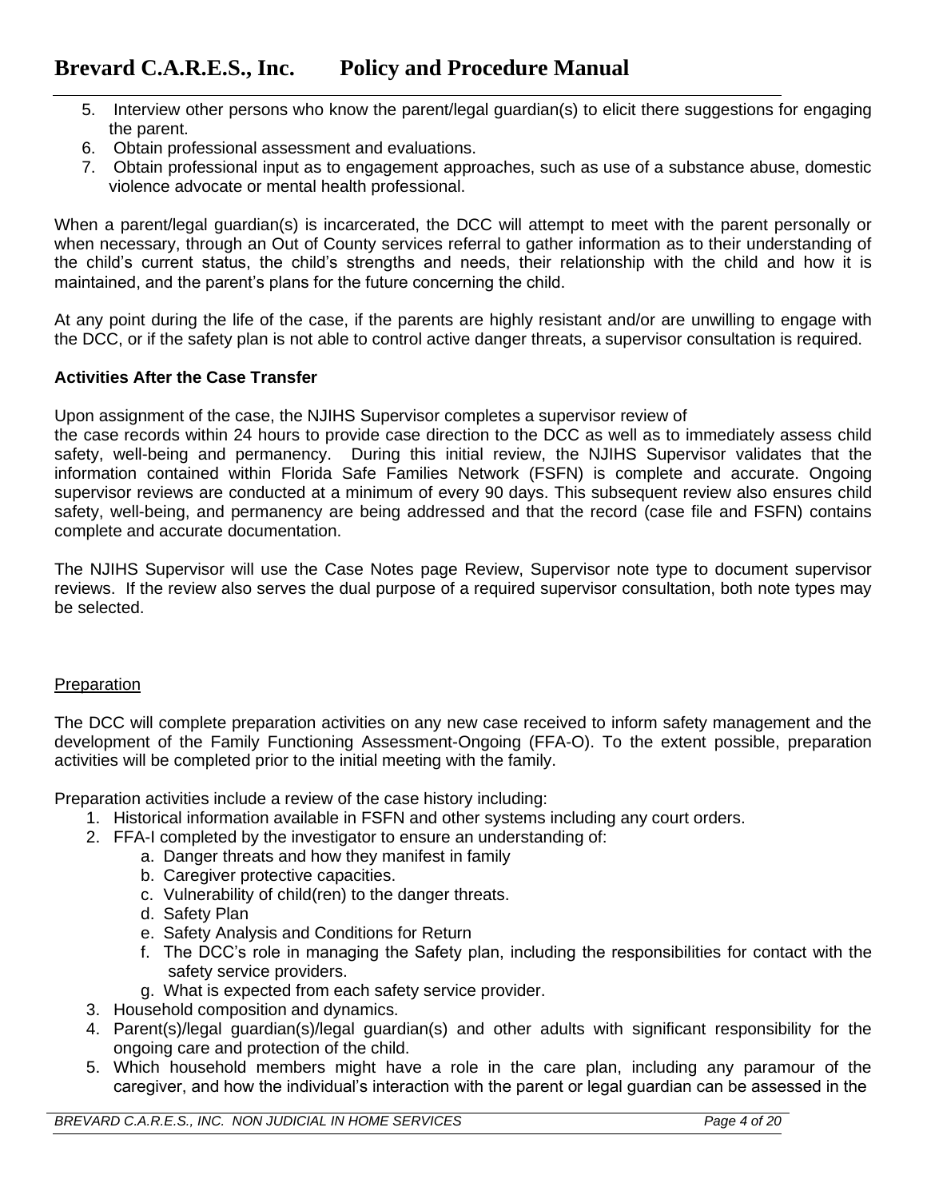5. Interview other persons who know the parent/legal guardian(s) to elicit there suggestions for engaging the parent.
6. Obtain professional assessment and evaluations.
7. Obtain professional input as to engagement approaches, such as use of a substance abuse, domestic violence advocate or mental health professional.

When a parent/legal guardian(s) is incarcerated, the DCC will attempt to meet with the parent personally or when necessary, through an Out of County services referral to gather information as to their understanding of the child's current status, the child's strengths and needs, their relationship with the child and how it is maintained, and the parent's plans for the future concerning the child.

At any point during the life of the case, if the parents are highly resistant and/or are unwilling to engage with the DCC, or if the safety plan is not able to control active danger threats, a supervisor consultation is required.

**Activities After the Case Transfer**

Upon assignment of the case, the NJIHS Supervisor completes a supervisor review of the case records within 24 hours to provide case direction to the DCC as well as to immediately assess child safety, well-being and permanency. During this initial review, the NJIHS Supervisor validates that the information contained within Florida Safe Families Network (FSFN) is complete and accurate. Ongoing supervisor reviews are conducted at a minimum of every 90 days. This subsequent review also ensures child safety, well-being, and permanency are being addressed and that the record (case file and FSFN) contains complete and accurate documentation.

The NJIHS Supervisor will use the Case Notes page Review, Supervisor note type to document supervisor reviews. If the review also serves the dual purpose of a required supervisor consultation, both note types may be selected.

<u>Preparation</u>

The DCC will complete preparation activities on any new case received to inform safety management and the development of the Family Functioning Assessment-Ongoing (FFA-O). To the extent possible, preparation activities will be completed prior to the initial meeting with the family.

Preparation activities include a review of the case history including:

1. Historical information available in FSFN and other systems including any court orders.
2. FFA-I completed by the investigator to ensure an understanding of:
    a. Danger threats and how they manifest in family
    b. Caregiver protective capacities.
    c. Vulnerability of child(ren) to the danger threats.
    d. Safety Plan
    e. Safety Analysis and Conditions for Return
    f. The DCC's role in managing the Safety plan, including the responsibilities for contact with the safety service providers.
    g. What is expected from each safety service provider.
3. Household composition and dynamics.
4. Parent(s)/legal guardian(s)/legal guardian(s) and other adults with significant responsibility for the ongoing care and protection of the child.
5. Which household members might have a role in the care plan, including any paramour of the caregiver, and how the individual's interaction with the parent or legal guardian can be assessed in the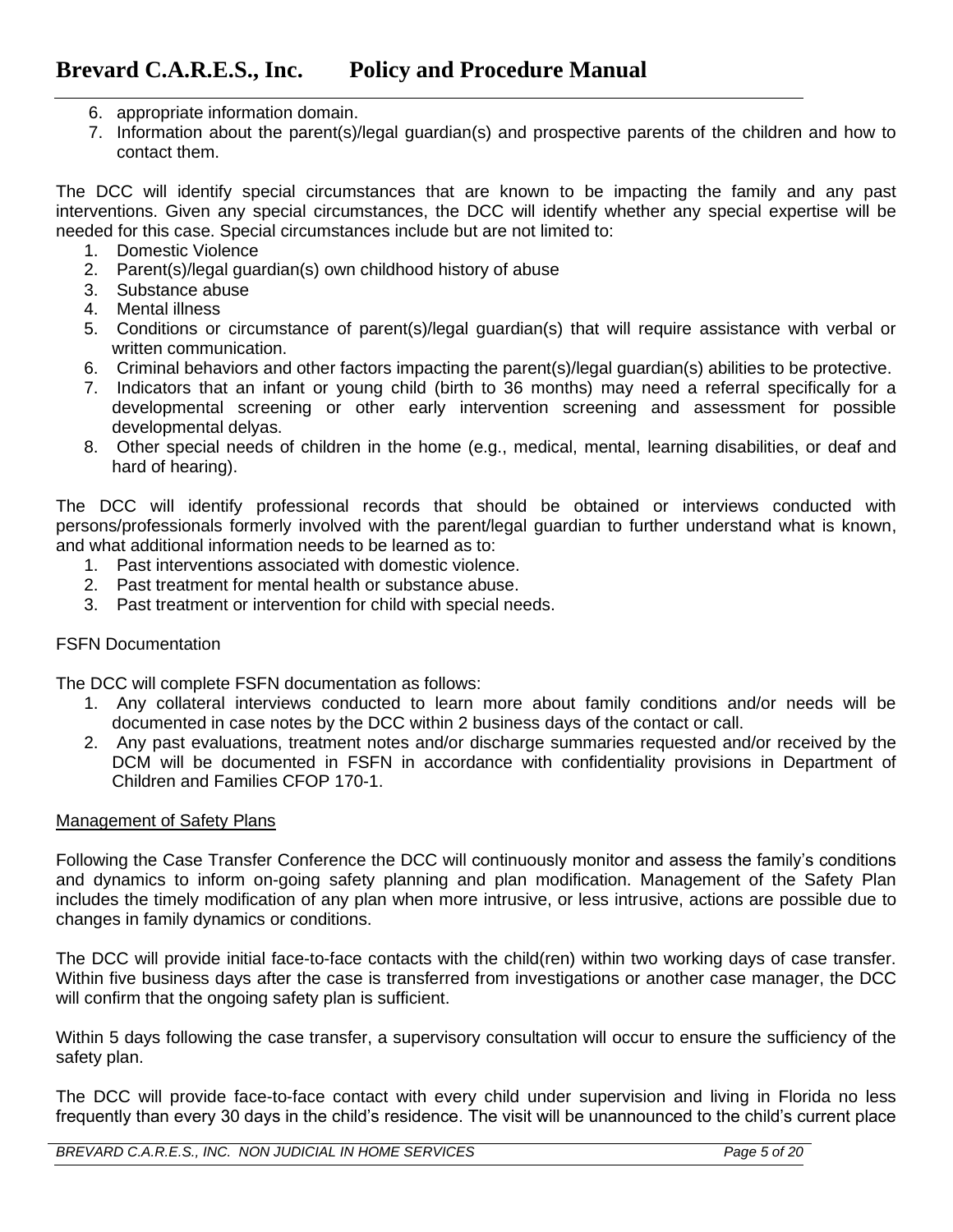6. appropriate information domain.
7. Information about the parent(s)/legal guardian(s) and prospective parents of the children and how to contact them.

The DCC will identify special circumstances that are known to be impacting the family and any past interventions. Given any special circumstances, the DCC will identify whether any special expertise will be needed for this case. Special circumstances include but are not limited to:

1. Domestic Violence
2. Parent(s)/legal guardian(s) own childhood history of abuse
3. Substance abuse
4. Mental illness
5. Conditions or circumstance of parent(s)/legal guardian(s) that will require assistance with verbal or written communication.
6. Criminal behaviors and other factors impacting the parent(s)/legal guardian(s) abilities to be protective.
7. Indicators that an infant or young child (birth to 36 months) may need a referral specifically for a developmental screening or other early intervention screening and assessment for possible developmental delyas.
8. Other special needs of children in the home (e.g., medical, mental, learning disabilities, or deaf and hard of hearing).

The DCC will identify professional records that should be obtained or interviews conducted with persons/professionals formerly involved with the parent/legal guardian to further understand what is known, and what additional information needs to be learned as to:

1. Past interventions associated with domestic violence.
2. Past treatment for mental health or substance abuse.
3. Past treatment or intervention for child with special needs.

FSFN Documentation

The DCC will complete FSFN documentation as follows:

1. Any collateral interviews conducted to learn more about family conditions and/or needs will be documented in case notes by the DCC within 2 business days of the contact or call.
2. Any past evaluations, treatment notes and/or discharge summaries requested and/or received by the DCM will be documented in FSFN in accordance with confidentiality provisions in Department of Children and Families CFOP 170-1.

<u>Management of Safety Plans</u>

Following the Case Transfer Conference the DCC will continuously monitor and assess the family's conditions and dynamics to inform on-going safety planning and plan modification. Management of the Safety Plan includes the timely modification of any plan when more intrusive, or less intrusive, actions are possible due to changes in family dynamics or conditions.

The DCC will provide initial face-to-face contacts with the child(ren) within two working days of case transfer. Within five business days after the case is transferred from investigations or another case manager, the DCC will confirm that the ongoing safety plan is sufficient.

Within 5 days following the case transfer, a supervisory consultation will occur to ensure the sufficiency of the safety plan.

The DCC will provide face-to-face contact with every child under supervision and living in Florida no less frequently than every 30 days in the child's residence. The visit will be unannounced to the child's current place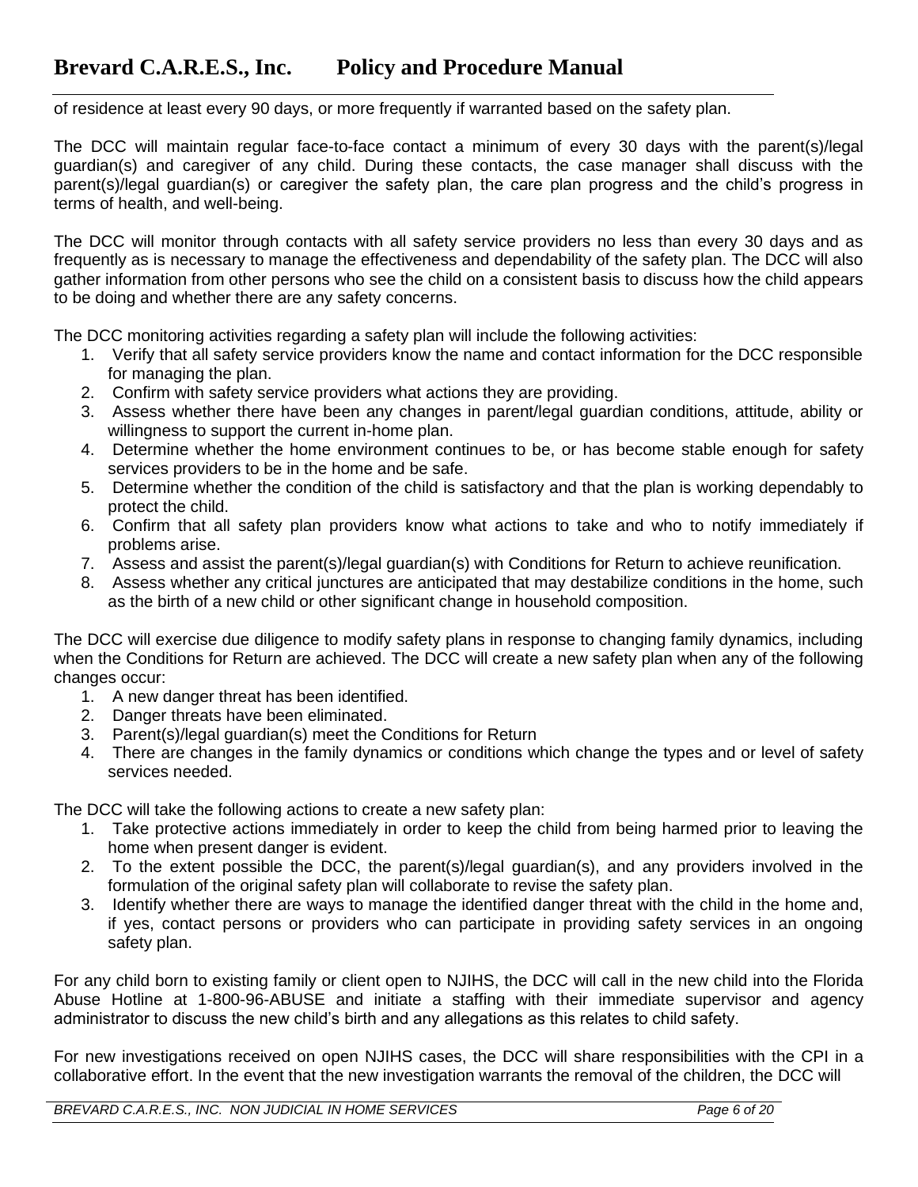of residence at least every 90 days, or more frequently if warranted based on the safety plan.

The DCC will maintain regular face-to-face contact a minimum of every 30 days with the parent(s)/legal guardian(s) and caregiver of any child. During these contacts, the case manager shall discuss with the parent(s)/legal guardian(s) or caregiver the safety plan, the care plan progress and the child's progress in terms of health, and well-being.

The DCC will monitor through contacts with all safety service providers no less than every 30 days and as frequently as is necessary to manage the effectiveness and dependability of the safety plan. The DCC will also gather information from other persons who see the child on a consistent basis to discuss how the child appears to be doing and whether there are any safety concerns.

The DCC monitoring activities regarding a safety plan will include the following activities:

1. Verify that all safety service providers know the name and contact information for the DCC responsible for managing the plan.
2. Confirm with safety service providers what actions they are providing.
3. Assess whether there have been any changes in parent/legal guardian conditions, attitude, ability or willingness to support the current in-home plan.
4. Determine whether the home environment continues to be, or has become stable enough for safety services providers to be in the home and be safe.
5. Determine whether the condition of the child is satisfactory and that the plan is working dependably to protect the child.
6. Confirm that all safety plan providers know what actions to take and who to notify immediately if problems arise.
7. Assess and assist the parent(s)/legal guardian(s) with Conditions for Return to achieve reunification.
8. Assess whether any critical junctures are anticipated that may destabilize conditions in the home, such as the birth of a new child or other significant change in household composition.

The DCC will exercise due diligence to modify safety plans in response to changing family dynamics, including when the Conditions for Return are achieved. The DCC will create a new safety plan when any of the following changes occur:

1. A new danger threat has been identified.
2. Danger threats have been eliminated.
3. Parent(s)/legal guardian(s) meet the Conditions for Return
4. There are changes in the family dynamics or conditions which change the types and or level of safety services needed.

The DCC will take the following actions to create a new safety plan:

1. Take protective actions immediately in order to keep the child from being harmed prior to leaving the home when present danger is evident.
2. To the extent possible the DCC, the parent(s)/legal guardian(s), and any providers involved in the formulation of the original safety plan will collaborate to revise the safety plan.
3. Identify whether there are ways to manage the identified danger threat with the child in the home and, if yes, contact persons or providers who can participate in providing safety services in an ongoing safety plan.

For any child born to existing family or client open to NJIHS, the DCC will call in the new child into the Florida Abuse Hotline at 1-800-96-ABUSE and initiate a staffing with their immediate supervisor and agency administrator to discuss the new child's birth and any allegations as this relates to child safety.

For new investigations received on open NJIHS cases, the DCC will share responsibilities with the CPI in a collaborative effort. In the event that the new investigation warrants the removal of the children, the DCC will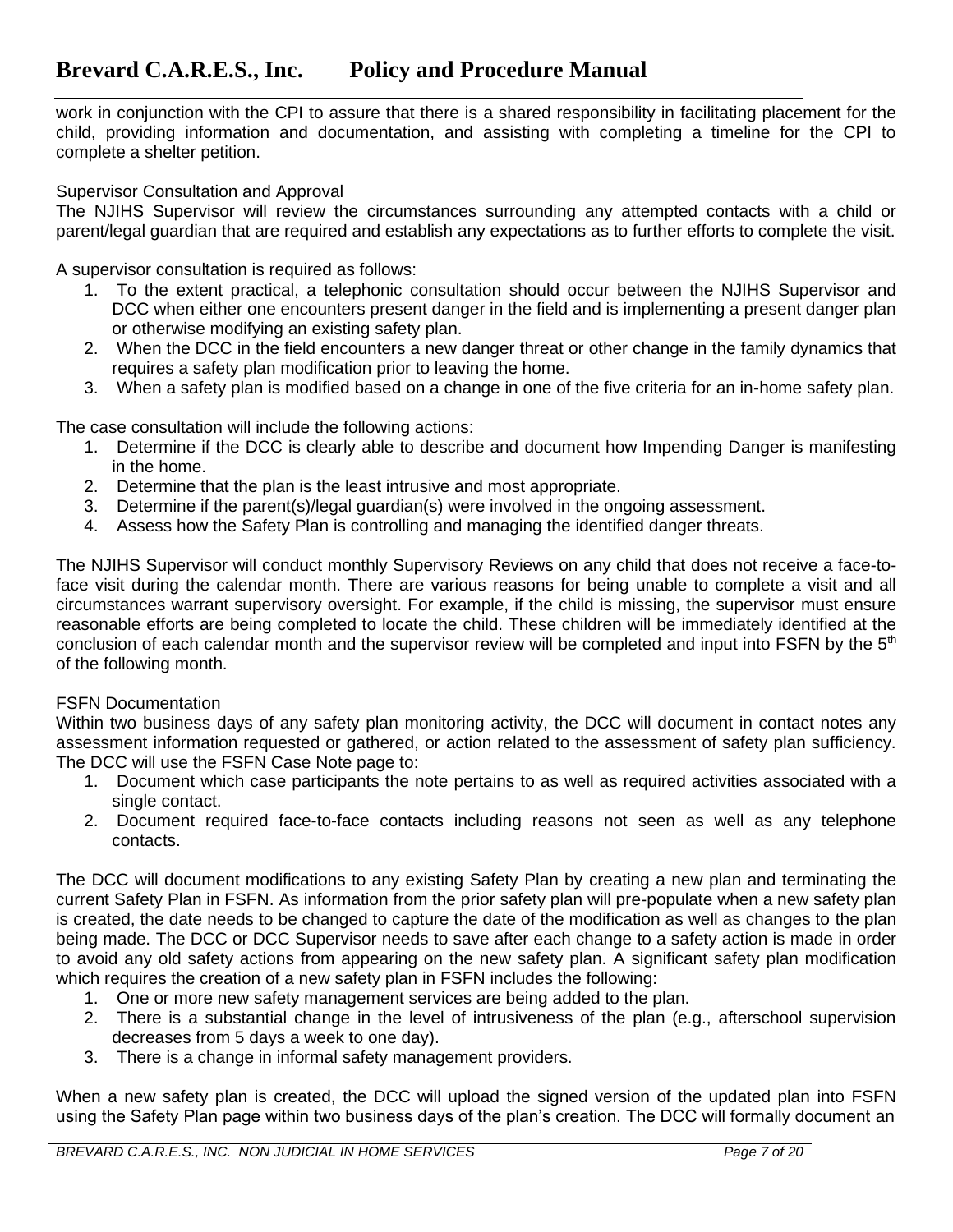work in conjunction with the CPI to assure that there is a shared responsibility in facilitating placement for the child, providing information and documentation, and assisting with completing a timeline for the CPI to complete a shelter petition.

Supervisor Consultation and Approval

The NJIHS Supervisor will review the circumstances surrounding any attempted contacts with a child or parent/legal guardian that are required and establish any expectations as to further efforts to complete the visit.

A supervisor consultation is required as follows:

1. To the extent practical, a telephonic consultation should occur between the NJIHS Supervisor and DCC when either one encounters present danger in the field and is implementing a present danger plan or otherwise modifying an existing safety plan.
2. When the DCC in the field encounters a new danger threat or other change in the family dynamics that requires a safety plan modification prior to leaving the home.
3. When a safety plan is modified based on a change in one of the five criteria for an in-home safety plan.

The case consultation will include the following actions:

1. Determine if the DCC is clearly able to describe and document how Impending Danger is manifesting in the home.
2. Determine that the plan is the least intrusive and most appropriate.
3. Determine if the parent(s)/legal guardian(s) were involved in the ongoing assessment.
4. Assess how the Safety Plan is controlling and managing the identified danger threats.

The NJIHS Supervisor will conduct monthly Supervisory Reviews on any child that does not receive a face-to-face visit during the calendar month. There are various reasons for being unable to complete a visit and all circumstances warrant supervisory oversight. For example, if the child is missing, the supervisor must ensure reasonable efforts are being completed to locate the child. These children will be immediately identified at the conclusion of each calendar month and the supervisor review will be completed and input into FSFN by the 5th of the following month.

FSFN Documentation

Within two business days of any safety plan monitoring activity, the DCC will document in contact notes any assessment information requested or gathered, or action related to the assessment of safety plan sufficiency. The DCC will use the FSFN Case Note page to:

1. Document which case participants the note pertains to as well as required activities associated with a single contact.
2. Document required face-to-face contacts including reasons not seen as well as any telephone contacts.

The DCC will document modifications to any existing Safety Plan by creating a new plan and terminating the current Safety Plan in FSFN. As information from the prior safety plan will pre-populate when a new safety plan is created, the date needs to be changed to capture the date of the modification as well as changes to the plan being made. The DCC or DCC Supervisor needs to save after each change to a safety action is made in order to avoid any old safety actions from appearing on the new safety plan. A significant safety plan modification which requires the creation of a new safety plan in FSFN includes the following:

1. One or more new safety management services are being added to the plan.
2. There is a substantial change in the level of intrusiveness of the plan (e.g., afterschool supervision decreases from 5 days a week to one day).
3. There is a change in informal safety management providers.

When a new safety plan is created, the DCC will upload the signed version of the updated plan into FSFN using the Safety Plan page within two business days of the plan's creation. The DCC will formally document an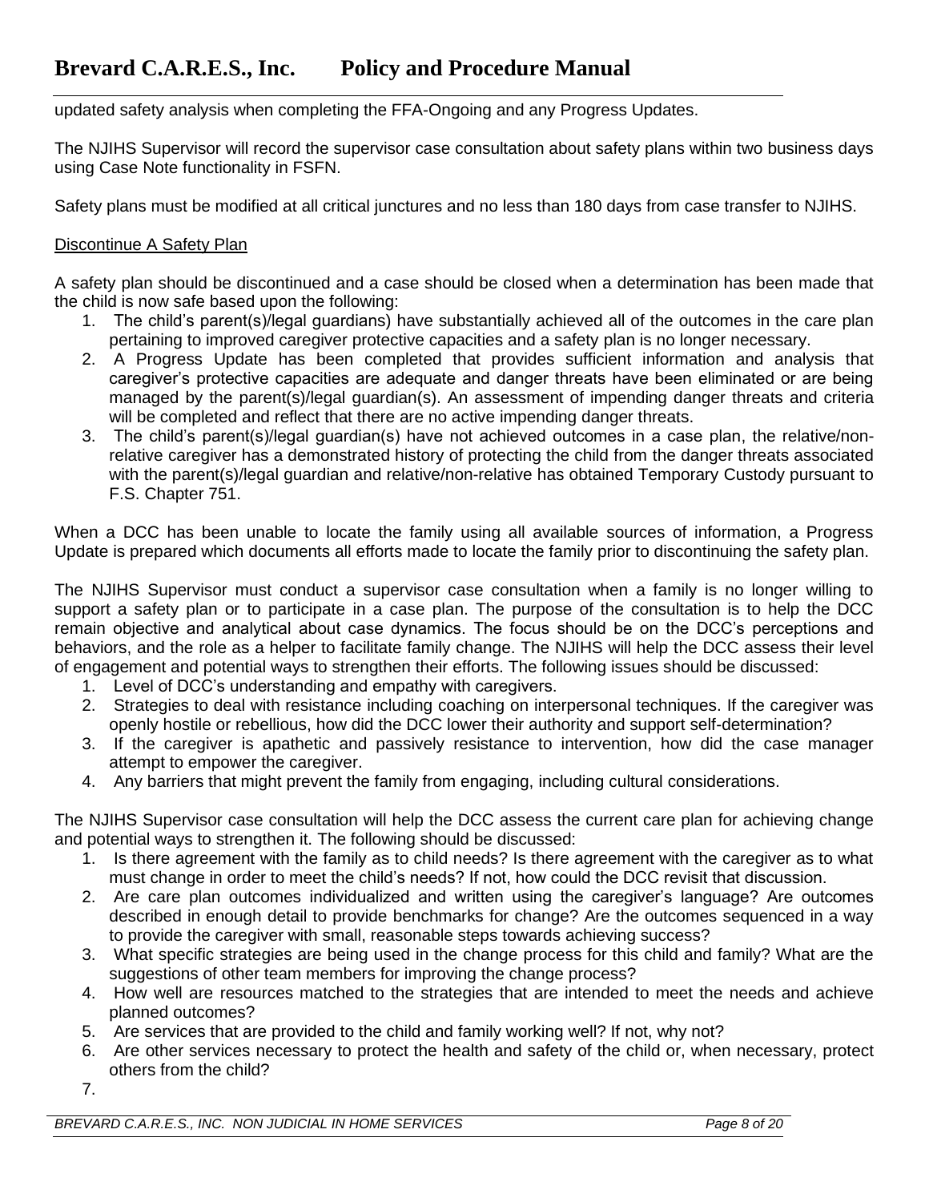updated safety analysis when completing the FFA-Ongoing and any Progress Updates.

The NJIHS Supervisor will record the supervisor case consultation about safety plans within two business days using Case Note functionality in FSFN.

Safety plans must be modified at all critical junctures and no less than 180 days from case transfer to NJIHS.

<u>Discontinue A Safety Plan</u>

A safety plan should be discontinued and a case should be closed when a determination has been made that the child is now safe based upon the following:

1. The child's parent(s)/legal guardians) have substantially achieved all of the outcomes in the care plan pertaining to improved caregiver protective capacities and a safety plan is no longer necessary.
2. A Progress Update has been completed that provides sufficient information and analysis that caregiver's protective capacities are adequate and danger threats have been eliminated or are being managed by the parent(s)/legal guardian(s). An assessment of impending danger threats and criteria will be completed and reflect that there are no active impending danger threats.
3. The child's parent(s)/legal guardian(s) have not achieved outcomes in a case plan, the relative/non-relative caregiver has a demonstrated history of protecting the child from the danger threats associated with the parent(s)/legal guardian and relative/non-relative has obtained Temporary Custody pursuant to F.S. Chapter 751.

When a DCC has been unable to locate the family using all available sources of information, a Progress Update is prepared which documents all efforts made to locate the family prior to discontinuing the safety plan.

The NJIHS Supervisor must conduct a supervisor case consultation when a family is no longer willing to support a safety plan or to participate in a case plan. The purpose of the consultation is to help the DCC remain objective and analytical about case dynamics. The focus should be on the DCC's perceptions and behaviors, and the role as a helper to facilitate family change. The NJIHS will help the DCC assess their level of engagement and potential ways to strengthen their efforts. The following issues should be discussed:

1. Level of DCC's understanding and empathy with caregivers.
2. Strategies to deal with resistance including coaching on interpersonal techniques. If the caregiver was openly hostile or rebellious, how did the DCC lower their authority and support self-determination?
3. If the caregiver is apathetic and passively resistance to intervention, how did the case manager attempt to empower the caregiver.
4. Any barriers that might prevent the family from engaging, including cultural considerations.

The NJIHS Supervisor case consultation will help the DCC assess the current care plan for achieving change and potential ways to strengthen it. The following should be discussed:

1. Is there agreement with the family as to child needs? Is there agreement with the caregiver as to what must change in order to meet the child's needs? If not, how could the DCC revisit that discussion.
2. Are care plan outcomes individualized and written using the caregiver's language? Are outcomes described in enough detail to provide benchmarks for change? Are the outcomes sequenced in a way to provide the caregiver with small, reasonable steps towards achieving success?
3. What specific strategies are being used in the change process for this child and family? What are the suggestions of other team members for improving the change process?
4. How well are resources matched to the strategies that are intended to meet the needs and achieve planned outcomes?
5. Are services that are provided to the child and family working well? If not, why not?
6. Are other services necessary to protect the health and safety of the child or, when necessary, protect others from the child?
7.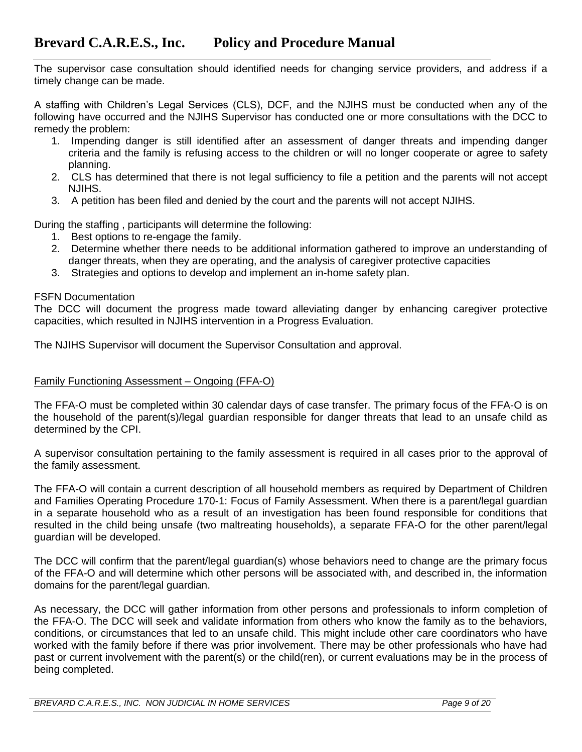The supervisor case consultation should identified needs for changing service providers, and address if a timely change can be made.

A staffing with Children's Legal Services (CLS), DCF, and the NJIHS must be conducted when any of the following have occurred and the NJIHS Supervisor has conducted one or more consultations with the DCC to remedy the problem:

1. Impending danger is still identified after an assessment of danger threats and impending danger criteria and the family is refusing access to the children or will no longer cooperate or agree to safety planning.
2. CLS has determined that there is not legal sufficiency to file a petition and the parents will not accept NJIHS.
3. A petition has been filed and denied by the court and the parents will not accept NJIHS.

During the staffing , participants will determine the following:

1. Best options to re-engage the family.
2. Determine whether there needs to be additional information gathered to improve an understanding of danger threats, when they are operating, and the analysis of caregiver protective capacities
3. Strategies and options to develop and implement an in-home safety plan.

FSFN Documentation
The DCC will document the progress made toward alleviating danger by enhancing caregiver protective capacities, which resulted in NJIHS intervention in a Progress Evaluation.

The NJIHS Supervisor will document the Supervisor Consultation and approval.

<u>Family Functioning Assessment – Ongoing (FFA-O)</u>

The FFA-O must be completed within 30 calendar days of case transfer. The primary focus of the FFA-O is on the household of the parent(s)/legal guardian responsible for danger threats that lead to an unsafe child as determined by the CPI.

A supervisor consultation pertaining to the family assessment is required in all cases prior to the approval of the family assessment.

The FFA-O will contain a current description of all household members as required by Department of Children and Families Operating Procedure 170-1: Focus of Family Assessment. When there is a parent/legal guardian in a separate household who as a result of an investigation has been found responsible for conditions that resulted in the child being unsafe (two maltreating households), a separate FFA-O for the other parent/legal guardian will be developed.

The DCC will confirm that the parent/legal guardian(s) whose behaviors need to change are the primary focus of the FFA-O and will determine which other persons will be associated with, and described in, the information domains for the parent/legal guardian.

As necessary, the DCC will gather information from other persons and professionals to inform completion of the FFA-O. The DCC will seek and validate information from others who know the family as to the behaviors, conditions, or circumstances that led to an unsafe child. This might include other care coordinators who have worked with the family before if there was prior involvement. There may be other professionals who have had past or current involvement with the parent(s) or the child(ren), or current evaluations may be in the process of being completed.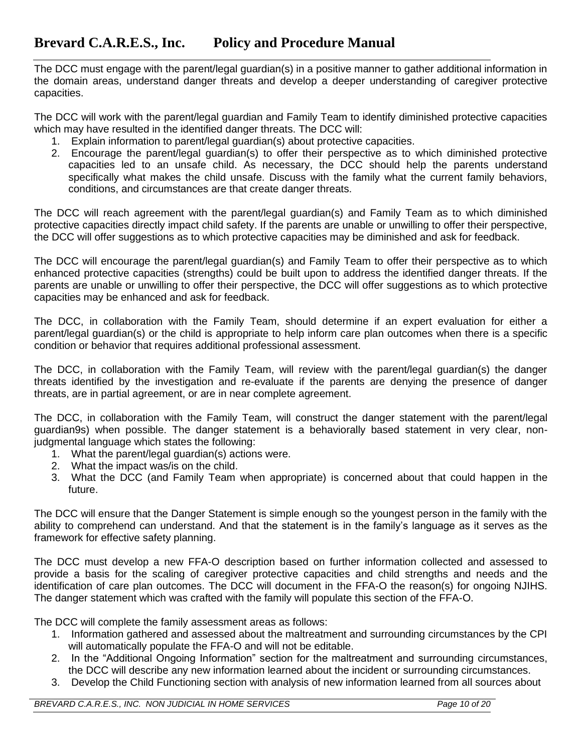The DCC must engage with the parent/legal guardian(s) in a positive manner to gather additional information in the domain areas, understand danger threats and develop a deeper understanding of caregiver protective capacities.

The DCC will work with the parent/legal guardian and Family Team to identify diminished protective capacities which may have resulted in the identified danger threats. The DCC will:

1. Explain information to parent/legal guardian(s) about protective capacities.
2. Encourage the parent/legal guardian(s) to offer their perspective as to which diminished protective capacities led to an unsafe child. As necessary, the DCC should help the parents understand specifically what makes the child unsafe. Discuss with the family what the current family behaviors, conditions, and circumstances are that create danger threats.

The DCC will reach agreement with the parent/legal guardian(s) and Family Team as to which diminished protective capacities directly impact child safety. If the parents are unable or unwilling to offer their perspective, the DCC will offer suggestions as to which protective capacities may be diminished and ask for feedback.

The DCC will encourage the parent/legal guardian(s) and Family Team to offer their perspective as to which enhanced protective capacities (strengths) could be built upon to address the identified danger threats. If the parents are unable or unwilling to offer their perspective, the DCC will offer suggestions as to which protective capacities may be enhanced and ask for feedback.

The DCC, in collaboration with the Family Team, should determine if an expert evaluation for either a parent/legal guardian(s) or the child is appropriate to help inform care plan outcomes when there is a specific condition or behavior that requires additional professional assessment.

The DCC, in collaboration with the Family Team, will review with the parent/legal guardian(s) the danger threats identified by the investigation and re-evaluate if the parents are denying the presence of danger threats, are in partial agreement, or are in near complete agreement.

The DCC, in collaboration with the Family Team, will construct the danger statement with the parent/legal guardian9s) when possible. The danger statement is a behaviorally based statement in very clear, non-judgmental language which states the following:

1. What the parent/legal guardian(s) actions were.
2. What the impact was/is on the child.
3. What the DCC (and Family Team when appropriate) is concerned about that could happen in the future.

The DCC will ensure that the Danger Statement is simple enough so the youngest person in the family with the ability to comprehend can understand. And that the statement is in the family's language as it serves as the framework for effective safety planning.

The DCC must develop a new FFA-O description based on further information collected and assessed to provide a basis for the scaling of caregiver protective capacities and child strengths and needs and the identification of care plan outcomes. The DCC will document in the FFA-O the reason(s) for ongoing NJIHS. The danger statement which was crafted with the family will populate this section of the FFA-O.

The DCC will complete the family assessment areas as follows:

1. Information gathered and assessed about the maltreatment and surrounding circumstances by the CPI will automatically populate the FFA-O and will not be editable.
2. In the "Additional Ongoing Information" section for the maltreatment and surrounding circumstances, the DCC will describe any new information learned about the incident or surrounding circumstances.
3. Develop the Child Functioning section with analysis of new information learned from all sources about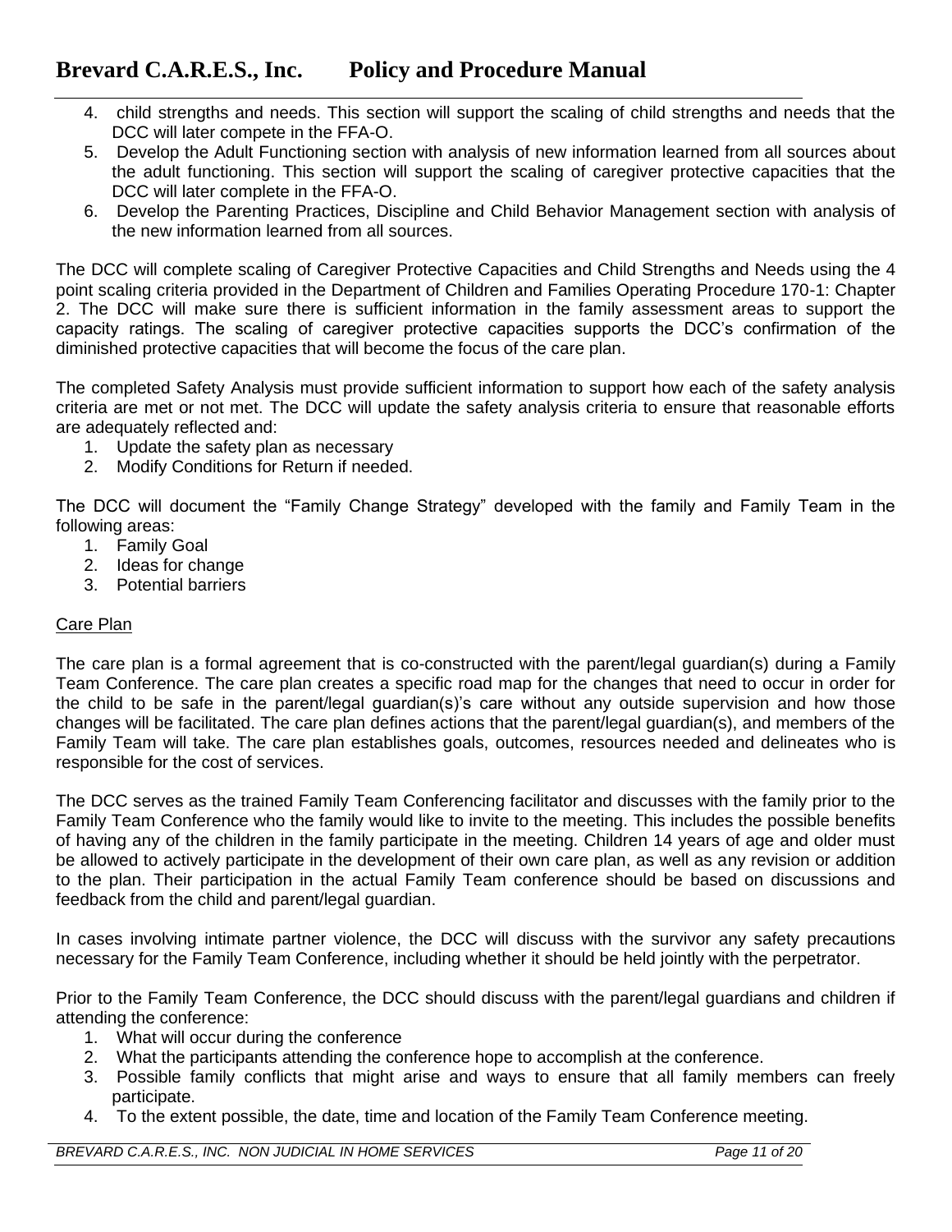4. child strengths and needs. This section will support the scaling of child strengths and needs that the DCC will later compete in the FFA-O.
5. Develop the Adult Functioning section with analysis of new information learned from all sources about the adult functioning. This section will support the scaling of caregiver protective capacities that the DCC will later complete in the FFA-O.
6. Develop the Parenting Practices, Discipline and Child Behavior Management section with analysis of the new information learned from all sources.

The DCC will complete scaling of Caregiver Protective Capacities and Child Strengths and Needs using the 4 point scaling criteria provided in the Department of Children and Families Operating Procedure 170-1: Chapter 2. The DCC will make sure there is sufficient information in the family assessment areas to support the capacity ratings. The scaling of caregiver protective capacities supports the DCC's confirmation of the diminished protective capacities that will become the focus of the care plan.

The completed Safety Analysis must provide sufficient information to support how each of the safety analysis criteria are met or not met. The DCC will update the safety analysis criteria to ensure that reasonable efforts are adequately reflected and:

1. Update the safety plan as necessary
2. Modify Conditions for Return if needed.

The DCC will document the "Family Change Strategy" developed with the family and Family Team in the following areas:

1. Family Goal
2. Ideas for change
3. Potential barriers

<u>Care Plan</u>

The care plan is a formal agreement that is co-constructed with the parent/legal guardian(s) during a Family Team Conference. The care plan creates a specific road map for the changes that need to occur in order for the child to be safe in the parent/legal guardian(s)'s care without any outside supervision and how those changes will be facilitated. The care plan defines actions that the parent/legal guardian(s), and members of the Family Team will take. The care plan establishes goals, outcomes, resources needed and delineates who is responsible for the cost of services.

The DCC serves as the trained Family Team Conferencing facilitator and discusses with the family prior to the Family Team Conference who the family would like to invite to the meeting. This includes the possible benefits of having any of the children in the family participate in the meeting. Children 14 years of age and older must be allowed to actively participate in the development of their own care plan, as well as any revision or addition to the plan. Their participation in the actual Family Team conference should be based on discussions and feedback from the child and parent/legal guardian.

In cases involving intimate partner violence, the DCC will discuss with the survivor any safety precautions necessary for the Family Team Conference, including whether it should be held jointly with the perpetrator.

Prior to the Family Team Conference, the DCC should discuss with the parent/legal guardians and children if attending the conference:

1. What will occur during the conference
2. What the participants attending the conference hope to accomplish at the conference.
3. Possible family conflicts that might arise and ways to ensure that all family members can freely participate.
4. To the extent possible, the date, time and location of the Family Team Conference meeting.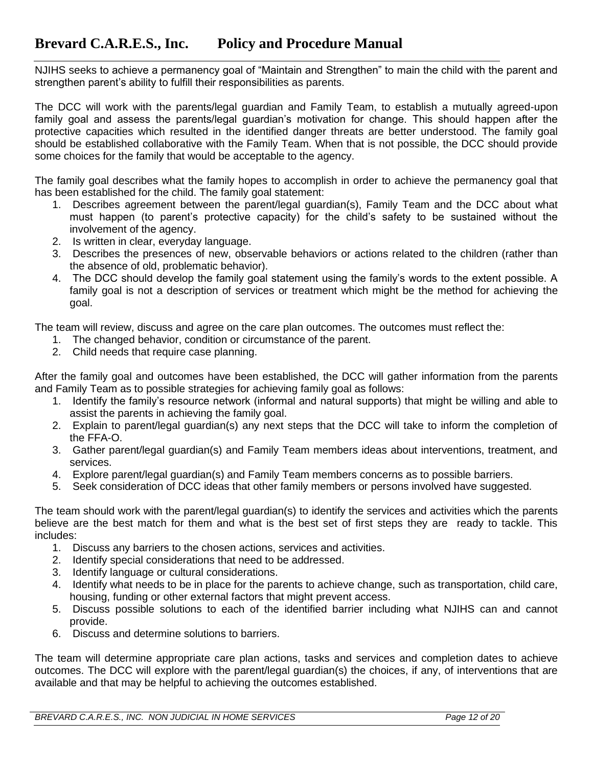NJIHS seeks to achieve a permanency goal of "Maintain and Strengthen" to main the child with the parent and strengthen parent's ability to fulfill their responsibilities as parents.

The DCC will work with the parents/legal guardian and Family Team, to establish a mutually agreed-upon family goal and assess the parents/legal guardian's motivation for change. This should happen after the protective capacities which resulted in the identified danger threats are better understood. The family goal should be established collaborative with the Family Team. When that is not possible, the DCC should provide some choices for the family that would be acceptable to the agency.

The family goal describes what the family hopes to accomplish in order to achieve the permanency goal that has been established for the child. The family goal statement:

1. Describes agreement between the parent/legal guardian(s), Family Team and the DCC about what must happen (to parent's protective capacity) for the child's safety to be sustained without the involvement of the agency.
2. Is written in clear, everyday language.
3. Describes the presences of new, observable behaviors or actions related to the children (rather than the absence of old, problematic behavior).
4. The DCC should develop the family goal statement using the family's words to the extent possible. A family goal is not a description of services or treatment which might be the method for achieving the goal.

The team will review, discuss and agree on the care plan outcomes. The outcomes must reflect the:

1. The changed behavior, condition or circumstance of the parent.
2. Child needs that require case planning.

After the family goal and outcomes have been established, the DCC will gather information from the parents and Family Team as to possible strategies for achieving family goal as follows:

1. Identify the family's resource network (informal and natural supports) that might be willing and able to assist the parents in achieving the family goal.
2. Explain to parent/legal guardian(s) any next steps that the DCC will take to inform the completion of the FFA-O.
3. Gather parent/legal guardian(s) and Family Team members ideas about interventions, treatment, and services.
4. Explore parent/legal guardian(s) and Family Team members concerns as to possible barriers.
5. Seek consideration of DCC ideas that other family members or persons involved have suggested.

The team should work with the parent/legal guardian(s) to identify the services and activities which the parents believe are the best match for them and what is the best set of first steps they are ready to tackle. This includes:

1. Discuss any barriers to the chosen actions, services and activities.
2. Identify special considerations that need to be addressed.
3. Identify language or cultural considerations.
4. Identify what needs to be in place for the parents to achieve change, such as transportation, child care, housing, funding or other external factors that might prevent access.
5. Discuss possible solutions to each of the identified barrier including what NJIHS can and cannot provide.
6. Discuss and determine solutions to barriers.

The team will determine appropriate care plan actions, tasks and services and completion dates to achieve outcomes. The DCC will explore with the parent/legal guardian(s) the choices, if any, of interventions that are available and that may be helpful to achieving the outcomes established.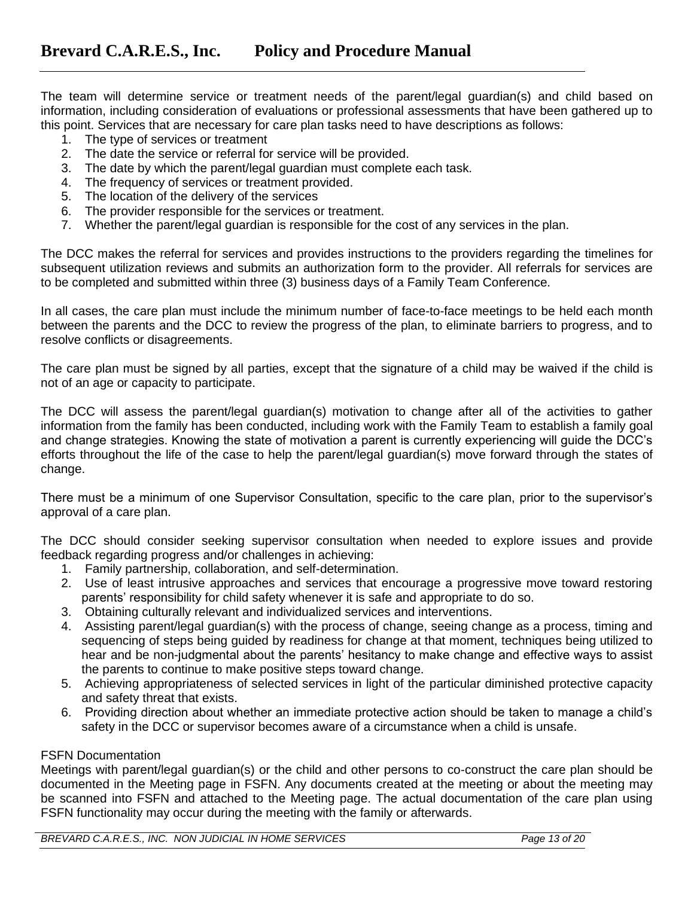The team will determine service or treatment needs of the parent/legal guardian(s) and child based on information, including consideration of evaluations or professional assessments that have been gathered up to this point. Services that are necessary for care plan tasks need to have descriptions as follows:

1. The type of services or treatment
2. The date the service or referral for service will be provided.
3. The date by which the parent/legal guardian must complete each task.
4. The frequency of services or treatment provided.
5. The location of the delivery of the services
6. The provider responsible for the services or treatment.
7. Whether the parent/legal guardian is responsible for the cost of any services in the plan.

The DCC makes the referral for services and provides instructions to the providers regarding the timelines for subsequent utilization reviews and submits an authorization form to the provider. All referrals for services are to be completed and submitted within three (3) business days of a Family Team Conference.

In all cases, the care plan must include the minimum number of face-to-face meetings to be held each month between the parents and the DCC to review the progress of the plan, to eliminate barriers to progress, and to resolve conflicts or disagreements.

The care plan must be signed by all parties, except that the signature of a child may be waived if the child is not of an age or capacity to participate.

The DCC will assess the parent/legal guardian(s) motivation to change after all of the activities to gather information from the family has been conducted, including work with the Family Team to establish a family goal and change strategies. Knowing the state of motivation a parent is currently experiencing will guide the DCC's efforts throughout the life of the case to help the parent/legal guardian(s) move forward through the states of change.

There must be a minimum of one Supervisor Consultation, specific to the care plan, prior to the supervisor's approval of a care plan.

The DCC should consider seeking supervisor consultation when needed to explore issues and provide feedback regarding progress and/or challenges in achieving:

1. Family partnership, collaboration, and self-determination.
2. Use of least intrusive approaches and services that encourage a progressive move toward restoring parents' responsibility for child safety whenever it is safe and appropriate to do so.
3. Obtaining culturally relevant and individualized services and interventions.
4. Assisting parent/legal guardian(s) with the process of change, seeing change as a process, timing and sequencing of steps being guided by readiness for change at that moment, techniques being utilized to hear and be non-judgmental about the parents' hesitancy to make change and effective ways to assist the parents to continue to make positive steps toward change.
5. Achieving appropriateness of selected services in light of the particular diminished protective capacity and safety threat that exists.
6. Providing direction about whether an immediate protective action should be taken to manage a child's safety in the DCC or supervisor becomes aware of a circumstance when a child is unsafe.

FSFN Documentation

Meetings with parent/legal guardian(s) or the child and other persons to co-construct the care plan should be documented in the Meeting page in FSFN. Any documents created at the meeting or about the meeting may be scanned into FSFN and attached to the Meeting page. The actual documentation of the care plan using FSFN functionality may occur during the meeting with the family or afterwards.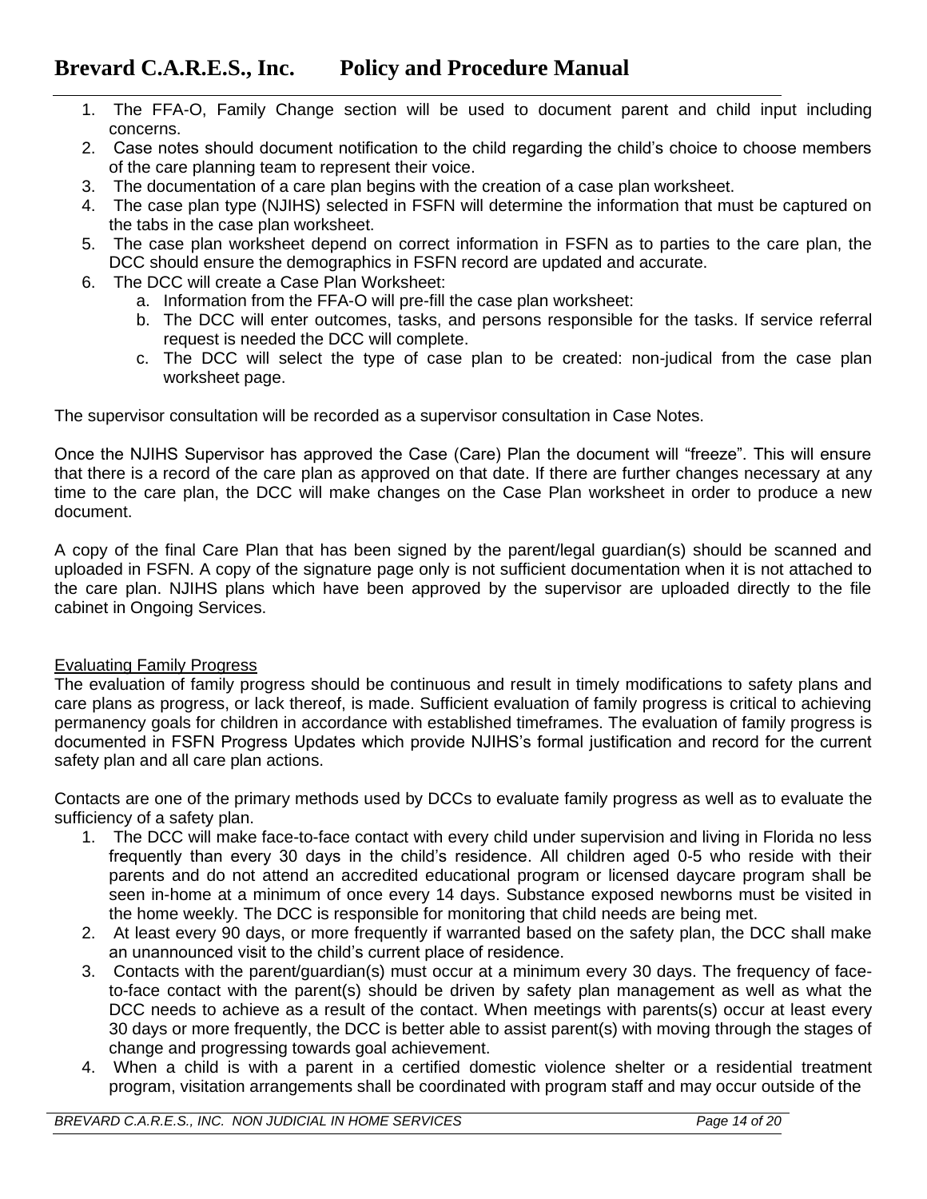1. The FFA-O, Family Change section will be used to document parent and child input including concerns.
2. Case notes should document notification to the child regarding the child's choice to choose members of the care planning team to represent their voice.
3. The documentation of a care plan begins with the creation of a case plan worksheet.
4. The case plan type (NJIHS) selected in FSFN will determine the information that must be captured on the tabs in the case plan worksheet.
5. The case plan worksheet depend on correct information in FSFN as to parties to the care plan, the DCC should ensure the demographics in FSFN record are updated and accurate.
6. The DCC will create a Case Plan Worksheet:
   a. Information from the FFA-O will pre-fill the case plan worksheet:
   b. The DCC will enter outcomes, tasks, and persons responsible for the tasks. If service referral request is needed the DCC will complete.
   c. The DCC will select the type of case plan to be created: non-judical from the case plan worksheet page.

The supervisor consultation will be recorded as a supervisor consultation in Case Notes.

Once the NJIHS Supervisor has approved the Case (Care) Plan the document will "freeze". This will ensure that there is a record of the care plan as approved on that date. If there are further changes necessary at any time to the care plan, the DCC will make changes on the Case Plan worksheet in order to produce a new document.

A copy of the final Care Plan that has been signed by the parent/legal guardian(s) should be scanned and uploaded in FSFN. A copy of the signature page only is not sufficient documentation when it is not attached to the care plan. NJIHS plans which have been approved by the supervisor are uploaded directly to the file cabinet in Ongoing Services.

## Evaluating Family Progress

The evaluation of family progress should be continuous and result in timely modifications to safety plans and care plans as progress, or lack thereof, is made. Sufficient evaluation of family progress is critical to achieving permanency goals for children in accordance with established timeframes. The evaluation of family progress is documented in FSFN Progress Updates which provide NJIHS's formal justification and record for the current safety plan and all care plan actions.

Contacts are one of the primary methods used by DCCs to evaluate family progress as well as to evaluate the sufficiency of a safety plan.

1. The DCC will make face-to-face contact with every child under supervision and living in Florida no less frequently than every 30 days in the child's residence. All children aged 0-5 who reside with their parents and do not attend an accredited educational program or licensed daycare program shall be seen in-home at a minimum of once every 14 days. Substance exposed newborns must be visited in the home weekly. The DCC is responsible for monitoring that child needs are being met.
2. At least every 90 days, or more frequently if warranted based on the safety plan, the DCC shall make an unannounced visit to the child's current place of residence.
3. Contacts with the parent/guardian(s) must occur at a minimum every 30 days. The frequency of face-to-face contact with the parent(s) should be driven by safety plan management as well as what the DCC needs to achieve as a result of the contact. When meetings with parents(s) occur at least every 30 days or more frequently, the DCC is better able to assist parent(s) with moving through the stages of change and progressing towards goal achievement.
4. When a child is with a parent in a certified domestic violence shelter or a residential treatment program, visitation arrangements shall be coordinated with program staff and may occur outside of the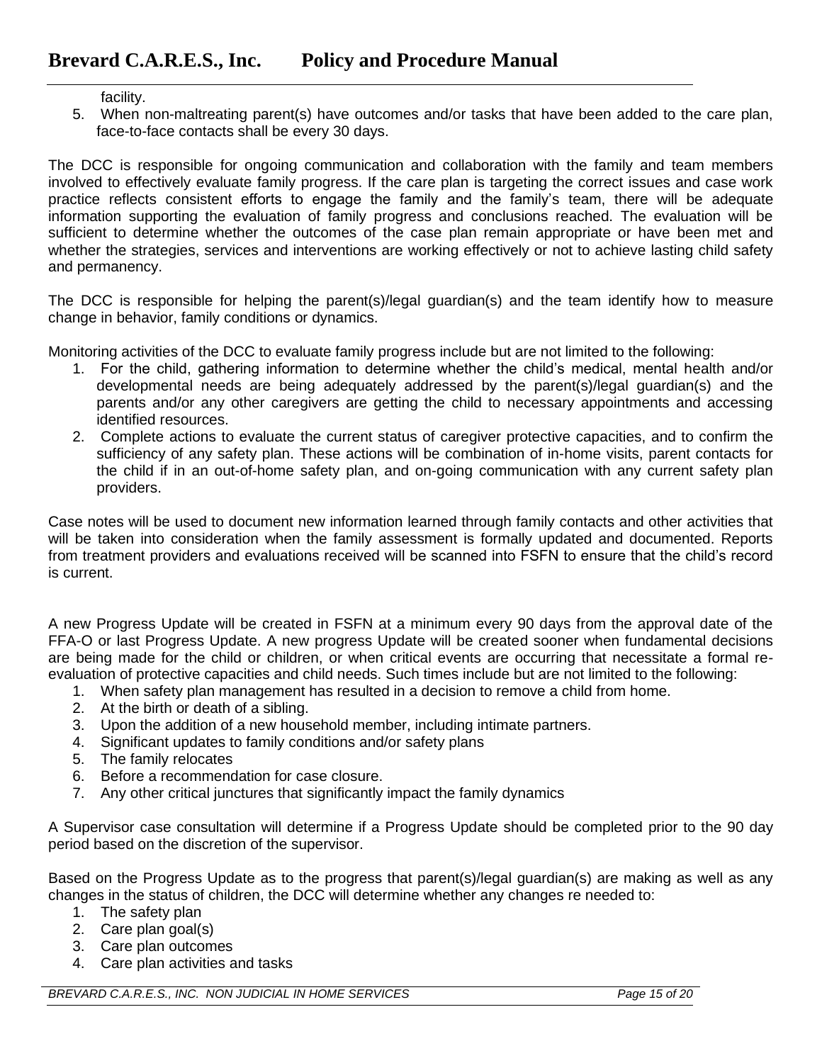facility.

5. When non-maltreating parent(s) have outcomes and/or tasks that have been added to the care plan, face-to-face contacts shall be every 30 days.

The DCC is responsible for ongoing communication and collaboration with the family and team members involved to effectively evaluate family progress. If the care plan is targeting the correct issues and case work practice reflects consistent efforts to engage the family and the family's team, there will be adequate information supporting the evaluation of family progress and conclusions reached. The evaluation will be sufficient to determine whether the outcomes of the case plan remain appropriate or have been met and whether the strategies, services and interventions are working effectively or not to achieve lasting child safety and permanency.

The DCC is responsible for helping the parent(s)/legal guardian(s) and the team identify how to measure change in behavior, family conditions or dynamics.

Monitoring activities of the DCC to evaluate family progress include but are not limited to the following:

1. For the child, gathering information to determine whether the child's medical, mental health and/or developmental needs are being adequately addressed by the parent(s)/legal guardian(s) and the parents and/or any other caregivers are getting the child to necessary appointments and accessing identified resources.
2. Complete actions to evaluate the current status of caregiver protective capacities, and to confirm the sufficiency of any safety plan. These actions will be combination of in-home visits, parent contacts for the child if in an out-of-home safety plan, and on-going communication with any current safety plan providers.

Case notes will be used to document new information learned through family contacts and other activities that will be taken into consideration when the family assessment is formally updated and documented. Reports from treatment providers and evaluations received will be scanned into FSFN to ensure that the child's record is current.

A new Progress Update will be created in FSFN at a minimum every 90 days from the approval date of the FFA-O or last Progress Update. A new progress Update will be created sooner when fundamental decisions are being made for the child or children, or when critical events are occurring that necessitate a formal re-evaluation of protective capacities and child needs. Such times include but are not limited to the following:

1. When safety plan management has resulted in a decision to remove a child from home.
2. At the birth or death of a sibling.
3. Upon the addition of a new household member, including intimate partners.
4. Significant updates to family conditions and/or safety plans
5. The family relocates
6. Before a recommendation for case closure.
7. Any other critical junctures that significantly impact the family dynamics

A Supervisor case consultation will determine if a Progress Update should be completed prior to the 90 day period based on the discretion of the supervisor.

Based on the Progress Update as to the progress that parent(s)/legal guardian(s) are making as well as any changes in the status of children, the DCC will determine whether any changes re needed to:

1. The safety plan
2. Care plan goal(s)
3. Care plan outcomes
4. Care plan activities and tasks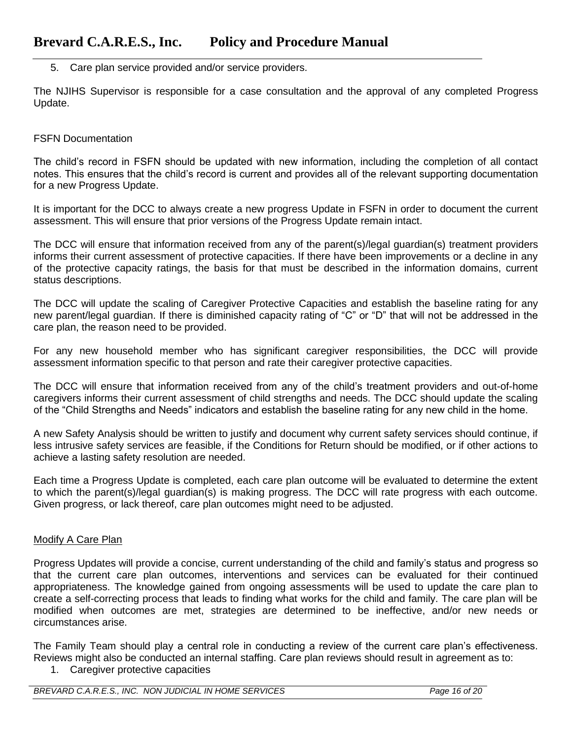5. Care plan service provided and/or service providers.

The NJIHS Supervisor is responsible for a case consultation and the approval of any completed Progress Update.

FSFN Documentation

The child's record in FSFN should be updated with new information, including the completion of all contact notes. This ensures that the child's record is current and provides all of the relevant supporting documentation for a new Progress Update.

It is important for the DCC to always create a new progress Update in FSFN in order to document the current assessment. This will ensure that prior versions of the Progress Update remain intact.

The DCC will ensure that information received from any of the parent(s)/legal guardian(s) treatment providers informs their current assessment of protective capacities. If there have been improvements or a decline in any of the protective capacity ratings, the basis for that must be described in the information domains, current status descriptions.

The DCC will update the scaling of Caregiver Protective Capacities and establish the baseline rating for any new parent/legal guardian. If there is diminished capacity rating of "C" or "D" that will not be addressed in the care plan, the reason need to be provided.

For any new household member who has significant caregiver responsibilities, the DCC will provide assessment information specific to that person and rate their caregiver protective capacities.

The DCC will ensure that information received from any of the child's treatment providers and out-of-home caregivers informs their current assessment of child strengths and needs. The DCC should update the scaling of the "Child Strengths and Needs" indicators and establish the baseline rating for any new child in the home.

A new Safety Analysis should be written to justify and document why current safety services should continue, if less intrusive safety services are feasible, if the Conditions for Return should be modified, or if other actions to achieve a lasting safety resolution are needed.

Each time a Progress Update is completed, each care plan outcome will be evaluated to determine the extent to which the parent(s)/legal guardian(s) is making progress. The DCC will rate progress with each outcome. Given progress, or lack thereof, care plan outcomes might need to be adjusted.

Modify A Care Plan

Progress Updates will provide a concise, current understanding of the child and family's status and progress so that the current care plan outcomes, interventions and services can be evaluated for their continued appropriateness. The knowledge gained from ongoing assessments will be used to update the care plan to create a self-correcting process that leads to finding what works for the child and family. The care plan will be modified when outcomes are met, strategies are determined to be ineffective, and/or new needs or circumstances arise.

The Family Team should play a central role in conducting a review of the current care plan's effectiveness. Reviews might also be conducted an internal staffing. Care plan reviews should result in agreement as to:

1. Caregiver protective capacities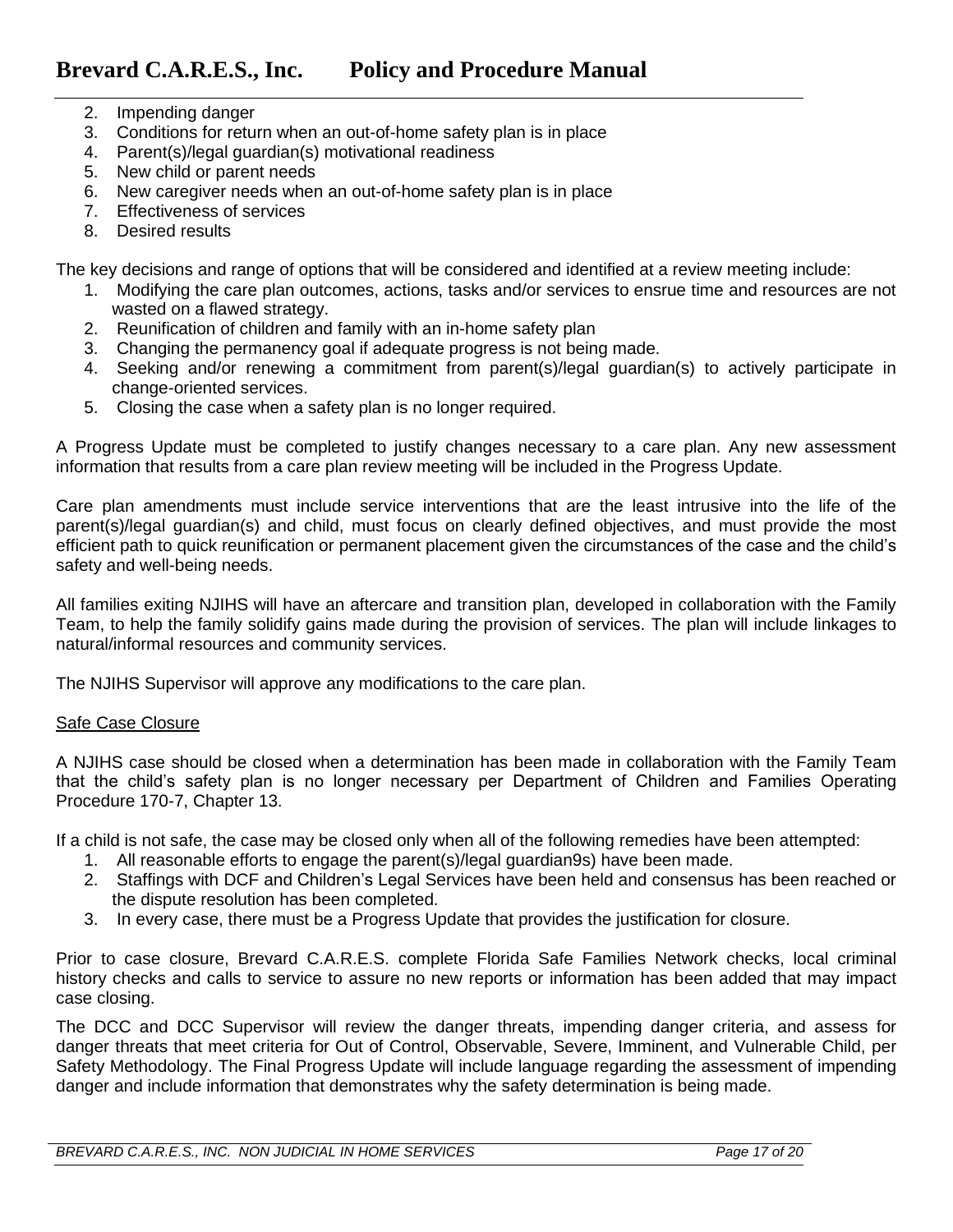2. Impending danger
3. Conditions for return when an out-of-home safety plan is in place
4. Parent(s)/legal guardian(s) motivational readiness
5. New child or parent needs
6. New caregiver needs when an out-of-home safety plan is in place
7. Effectiveness of services
8. Desired results

The key decisions and range of options that will be considered and identified at a review meeting include:

1. Modifying the care plan outcomes, actions, tasks and/or services to ensrue time and resources are not wasted on a flawed strategy.
2. Reunification of children and family with an in-home safety plan
3. Changing the permanency goal if adequate progress is not being made.
4. Seeking and/or renewing a commitment from parent(s)/legal guardian(s) to actively participate in change-oriented services.
5. Closing the case when a safety plan is no longer required.

A Progress Update must be completed to justify changes necessary to a care plan. Any new assessment information that results from a care plan review meeting will be included in the Progress Update.

Care plan amendments must include service interventions that are the least intrusive into the life of the parent(s)/legal guardian(s) and child, must focus on clearly defined objectives, and must provide the most efficient path to quick reunification or permanent placement given the circumstances of the case and the child's safety and well-being needs.

All families exiting NJIHS will have an aftercare and transition plan, developed in collaboration with the Family Team, to help the family solidify gains made during the provision of services. The plan will include linkages to natural/informal resources and community services.

The NJIHS Supervisor will approve any modifications to the care plan.

<u>Safe Case Closure</u>

A NJIHS case should be closed when a determination has been made in collaboration with the Family Team that the child's safety plan is no longer necessary per Department of Children and Families Operating Procedure 170-7, Chapter 13.

If a child is not safe, the case may be closed only when all of the following remedies have been attempted:

1. All reasonable efforts to engage the parent(s)/legal guardian9s) have been made.
2. Staffings with DCF and Children's Legal Services have been held and consensus has been reached or the dispute resolution has been completed.
3. In every case, there must be a Progress Update that provides the justification for closure.

Prior to case closure, Brevard C.A.R.E.S. complete Florida Safe Families Network checks, local criminal history checks and calls to service to assure no new reports or information has been added that may impact case closing.

The DCC and DCC Supervisor will review the danger threats, impending danger criteria, and assess for danger threats that meet criteria for Out of Control, Observable, Severe, Imminent, and Vulnerable Child, per Safety Methodology. The Final Progress Update will include language regarding the assessment of impending danger and include information that demonstrates why the safety determination is being made.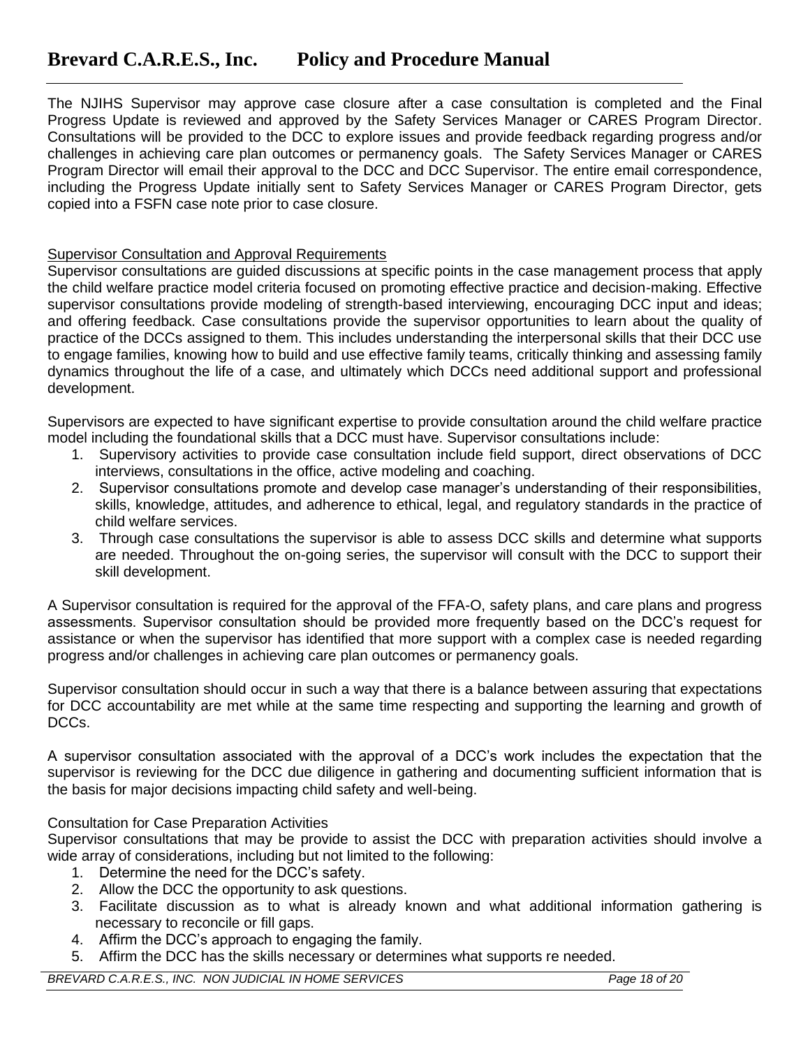The NJIHS Supervisor may approve case closure after a case consultation is completed and the Final Progress Update is reviewed and approved by the Safety Services Manager or CARES Program Director. Consultations will be provided to the DCC to explore issues and provide feedback regarding progress and/or challenges in achieving care plan outcomes or permanency goals. The Safety Services Manager or CARES Program Director will email their approval to the DCC and DCC Supervisor. The entire email correspondence, including the Progress Update initially sent to Safety Services Manager or CARES Program Director, gets copied into a FSFN case note prior to case closure.

<u>Supervisor Consultation and Approval Requirements</u>

Supervisor consultations are guided discussions at specific points in the case management process that apply the child welfare practice model criteria focused on promoting effective practice and decision-making. Effective supervisor consultations provide modeling of strength-based interviewing, encouraging DCC input and ideas; and offering feedback. Case consultations provide the supervisor opportunities to learn about the quality of practice of the DCCs assigned to them. This includes understanding the interpersonal skills that their DCC use to engage families, knowing how to build and use effective family teams, critically thinking and assessing family dynamics throughout the life of a case, and ultimately which DCCs need additional support and professional development.

Supervisors are expected to have significant expertise to provide consultation around the child welfare practice model including the foundational skills that a DCC must have. Supervisor consultations include:

1. Supervisory activities to provide case consultation include field support, direct observations of DCC interviews, consultations in the office, active modeling and coaching.
2. Supervisor consultations promote and develop case manager's understanding of their responsibilities, skills, knowledge, attitudes, and adherence to ethical, legal, and regulatory standards in the practice of child welfare services.
3. Through case consultations the supervisor is able to assess DCC skills and determine what supports are needed. Throughout the on-going series, the supervisor will consult with the DCC to support their skill development.

A Supervisor consultation is required for the approval of the FFA-O, safety plans, and care plans and progress assessments. Supervisor consultation should be provided more frequently based on the DCC's request for assistance or when the supervisor has identified that more support with a complex case is needed regarding progress and/or challenges in achieving care plan outcomes or permanency goals.

Supervisor consultation should occur in such a way that there is a balance between assuring that expectations for DCC accountability are met while at the same time respecting and supporting the learning and growth of DCCs.

A supervisor consultation associated with the approval of a DCC's work includes the expectation that the supervisor is reviewing for the DCC due diligence in gathering and documenting sufficient information that is the basis for major decisions impacting child safety and well-being.

Consultation for Case Preparation Activities

Supervisor consultations that may be provide to assist the DCC with preparation activities should involve a wide array of considerations, including but not limited to the following:

1. Determine the need for the DCC's safety.
2. Allow the DCC the opportunity to ask questions.
3. Facilitate discussion as to what is already known and what additional information gathering is necessary to reconcile or fill gaps.
4. Affirm the DCC's approach to engaging the family.
5. Affirm the DCC has the skills necessary or determines what supports re needed.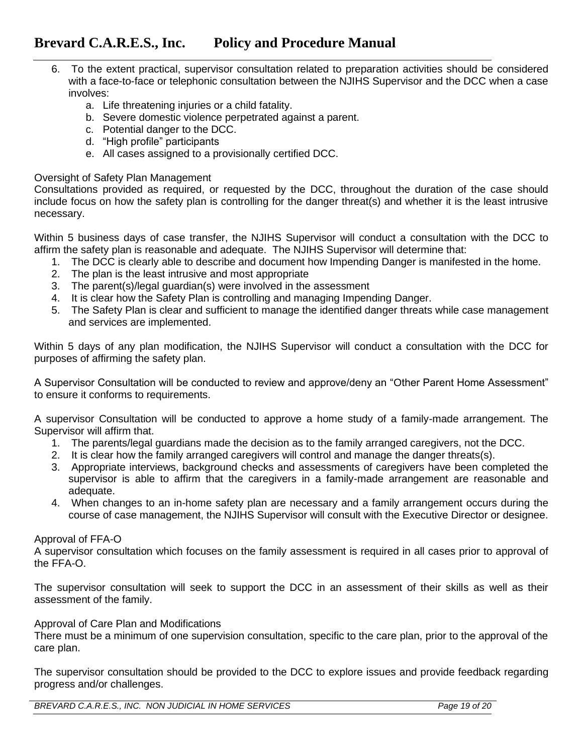6. To the extent practical, supervisor consultation related to preparation activities should be considered with a face-to-face or telephonic consultation between the NJIHS Supervisor and the DCC when a case involves:
    a. Life threatening injuries or a child fatality.
    b. Severe domestic violence perpetrated against a parent.
    c. Potential danger to the DCC.
    d. "High profile" participants
    e. All cases assigned to a provisionally certified DCC.

Oversight of Safety Plan Management

Consultations provided as required, or requested by the DCC, throughout the duration of the case should include focus on how the safety plan is controlling for the danger threat(s) and whether it is the least intrusive necessary.

Within 5 business days of case transfer, the NJIHS Supervisor will conduct a consultation with the DCC to affirm the safety plan is reasonable and adequate. The NJIHS Supervisor will determine that:

1. The DCC is clearly able to describe and document how Impending Danger is manifested in the home.
2. The plan is the least intrusive and most appropriate
3. The parent(s)/legal guardian(s) were involved in the assessment
4. It is clear how the Safety Plan is controlling and managing Impending Danger.
5. The Safety Plan is clear and sufficient to manage the identified danger threats while case management and services are implemented.

Within 5 days of any plan modification, the NJIHS Supervisor will conduct a consultation with the DCC for purposes of affirming the safety plan.

A Supervisor Consultation will be conducted to review and approve/deny an "Other Parent Home Assessment" to ensure it conforms to requirements.

A supervisor Consultation will be conducted to approve a home study of a family-made arrangement. The Supervisor will affirm that.

1. The parents/legal guardians made the decision as to the family arranged caregivers, not the DCC.
2. It is clear how the family arranged caregivers will control and manage the danger threats(s).
3. Appropriate interviews, background checks and assessments of caregivers have been completed the supervisor is able to affirm that the caregivers in a family-made arrangement are reasonable and adequate.
4. When changes to an in-home safety plan are necessary and a family arrangement occurs during the course of case management, the NJIHS Supervisor will consult with the Executive Director or designee.

Approval of FFA-O

A supervisor consultation which focuses on the family assessment is required in all cases prior to approval of the FFA-O.

The supervisor consultation will seek to support the DCC in an assessment of their skills as well as their assessment of the family.

Approval of Care Plan and Modifications

There must be a minimum of one supervision consultation, specific to the care plan, prior to the approval of the care plan.

The supervisor consultation should be provided to the DCC to explore issues and provide feedback regarding progress and/or challenges.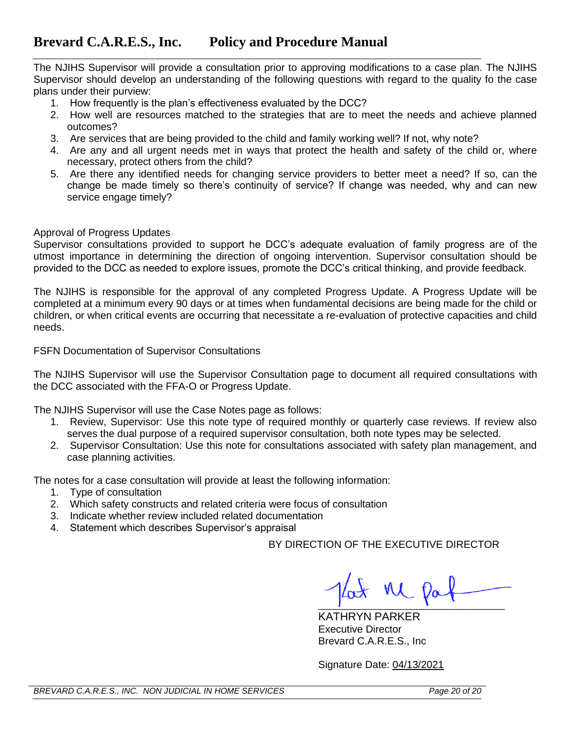The NJIHS Supervisor will provide a consultation prior to approving modifications to a case plan. The NJIHS Supervisor should develop an understanding of the following questions with regard to the quality fo the case plans under their purview:

1. How frequently is the plan's effectiveness evaluated by the DCC?
2. How well are resources matched to the strategies that are to meet the needs and achieve planned outcomes?
3. Are services that are being provided to the child and family working well? If not, why note?
4. Are any and all urgent needs met in ways that protect the health and safety of the child or, where necessary, protect others from the child?
5. Are there any identified needs for changing service providers to better meet a need? If so, can the change be made timely so there's continuity of service? If change was needed, why and can new service engage timely?

Approval of Progress Updates

Supervisor consultations provided to support he DCC's adequate evaluation of family progress are of the utmost importance in determining the direction of ongoing intervention. Supervisor consultation should be provided to the DCC as needed to explore issues, promote the DCC's critical thinking, and provide feedback.

The NJIHS is responsible for the approval of any completed Progress Update. A Progress Update will be completed at a minimum every 90 days or at times when fundamental decisions are being made for the child or children, or when critical events are occurring that necessitate a re-evaluation of protective capacities and child needs.

FSFN Documentation of Supervisor Consultations

The NJIHS Supervisor will use the Supervisor Consultation page to document all required consultations with the DCC associated with the FFA-O or Progress Update.

The NJIHS Supervisor will use the Case Notes page as follows:

1. Review, Supervisor: Use this note type of required monthly or quarterly case reviews. If review also serves the dual purpose of a required supervisor consultation, both note types may be selected.
2. Supervisor Consultation: Use this note for consultations associated with safety plan management, and case planning activities.

The notes for a case consultation will provide at least the following information:

1. Type of consultation
2. Which safety constructs and related criteria were focus of consultation
3. Indicate whether review included related documentation
4. Statement which describes Supervisor's appraisal

BY DIRECTION OF THE EXECUTIVE DIRECTOR

KATHRYN PARKER
Executive Director
Brevard C.A.R.E.S., Inc

Signature Date: 04/13/2021